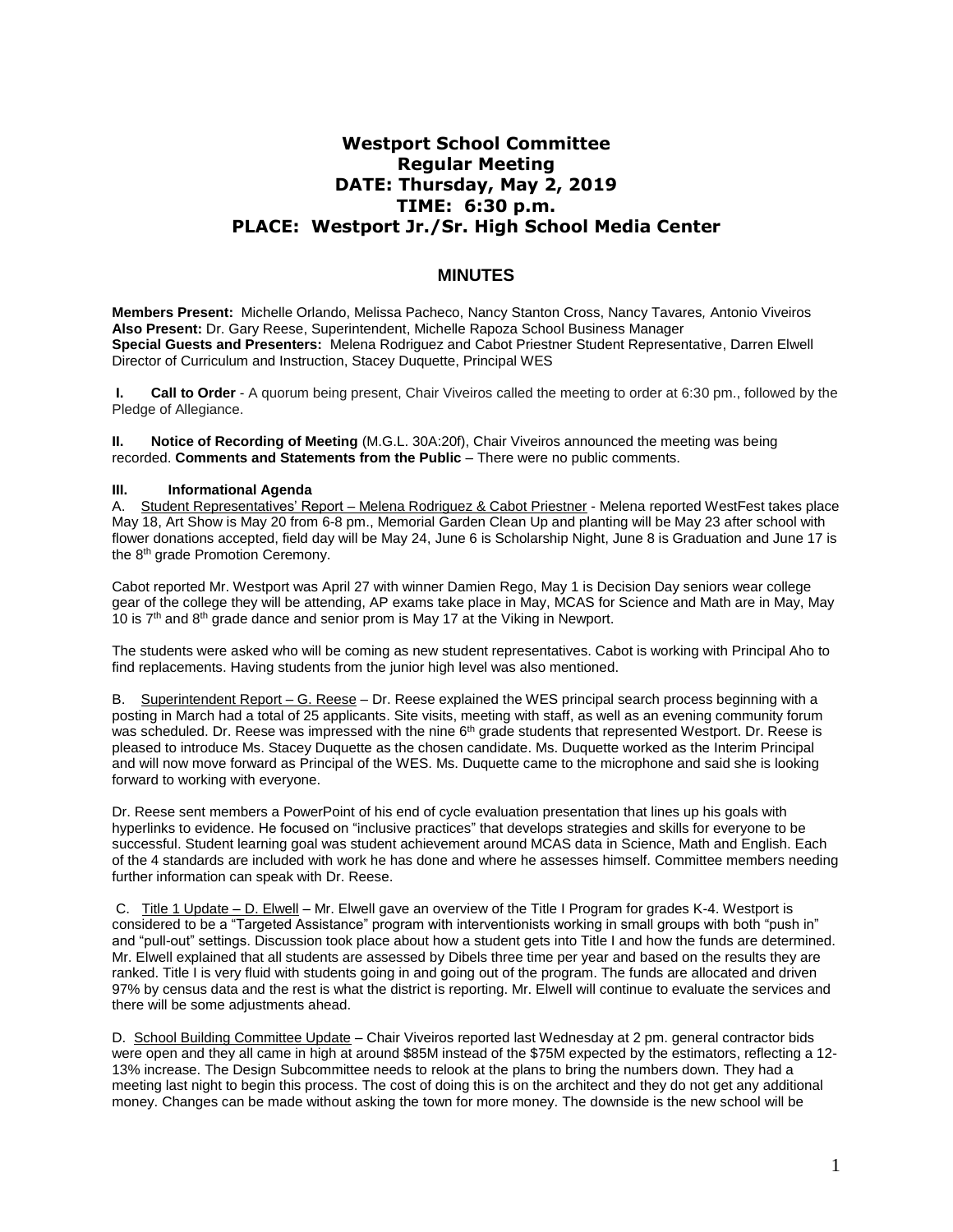# Westport School Committee
## Regular Meeting
## DATE: Thursday, May 2, 2019
## TIME: 6:30 p.m.
## PLACE: Westport Jr./Sr. High School Media Center

## MINUTES

**Members Present:** Michelle Orlando, Melissa Pacheco, Nancy Stanton Cross, Nancy Tavares, Antonio Viveiros
**Also Present:** Dr. Gary Reese, Superintendent, Michelle Rapoza School Business Manager
**Special Guests and Presenters:** Melena Rodriguez and Cabot Priestner Student Representative, Darren Elwell Director of Curriculum and Instruction, Stacey Duquette, Principal WES

**I. Call to Order** - A quorum being present, Chair Viveiros called the meeting to order at 6:30 pm., followed by the Pledge of Allegiance.

**II. Notice of Recording of Meeting** (M.G.L. 30A:20f), Chair Viveiros announced the meeting was being recorded. **Comments and Statements from the Public** – There were no public comments.

**III. Informational Agenda**

A. Student Representatives' Report – Melena Rodriguez & Cabot Priestner - Melena reported WestFest takes place May 18, Art Show is May 20 from 6-8 pm., Memorial Garden Clean Up and planting will be May 23 after school with flower donations accepted, field day will be May 24, June 6 is Scholarship Night, June 8 is Graduation and June 17 is the 8th grade Promotion Ceremony.

Cabot reported Mr. Westport was April 27 with winner Damien Rego, May 1 is Decision Day seniors wear college gear of the college they will be attending, AP exams take place in May, MCAS for Science and Math are in May, May 10 is 7th and 8th grade dance and senior prom is May 17 at the Viking in Newport.

The students were asked who will be coming as new student representatives. Cabot is working with Principal Aho to find replacements. Having students from the junior high level was also mentioned.

B. Superintendent Report – G. Reese – Dr. Reese explained the WES principal search process beginning with a posting in March had a total of 25 applicants. Site visits, meeting with staff, as well as an evening community forum was scheduled. Dr. Reese was impressed with the nine 6th grade students that represented Westport. Dr. Reese is pleased to introduce Ms. Stacey Duquette as the chosen candidate. Ms. Duquette worked as the Interim Principal and will now move forward as Principal of the WES. Ms. Duquette came to the microphone and said she is looking forward to working with everyone.

Dr. Reese sent members a PowerPoint of his end of cycle evaluation presentation that lines up his goals with hyperlinks to evidence. He focused on "inclusive practices" that develops strategies and skills for everyone to be successful. Student learning goal was student achievement around MCAS data in Science, Math and English. Each of the 4 standards are included with work he has done and where he assesses himself. Committee members needing further information can speak with Dr. Reese.

C. Title 1 Update – D. Elwell – Mr. Elwell gave an overview of the Title I Program for grades K-4. Westport is considered to be a "Targeted Assistance" program with interventionists working in small groups with both "push in" and "pull-out" settings. Discussion took place about how a student gets into Title I and how the funds are determined. Mr. Elwell explained that all students are assessed by Dibels three time per year and based on the results they are ranked. Title I is very fluid with students going in and going out of the program. The funds are allocated and driven 97% by census data and the rest is what the district is reporting. Mr. Elwell will continue to evaluate the services and there will be some adjustments ahead.

D. School Building Committee Update – Chair Viveiros reported last Wednesday at 2 pm. general contractor bids were open and they all came in high at around $85M instead of the $75M expected by the estimators, reflecting a 12-13% increase. The Design Subcommittee needs to relook at the plans to bring the numbers down. They had a meeting last night to begin this process. The cost of doing this is on the architect and they do not get any additional money. Changes can be made without asking the town for more money. The downside is the new school will be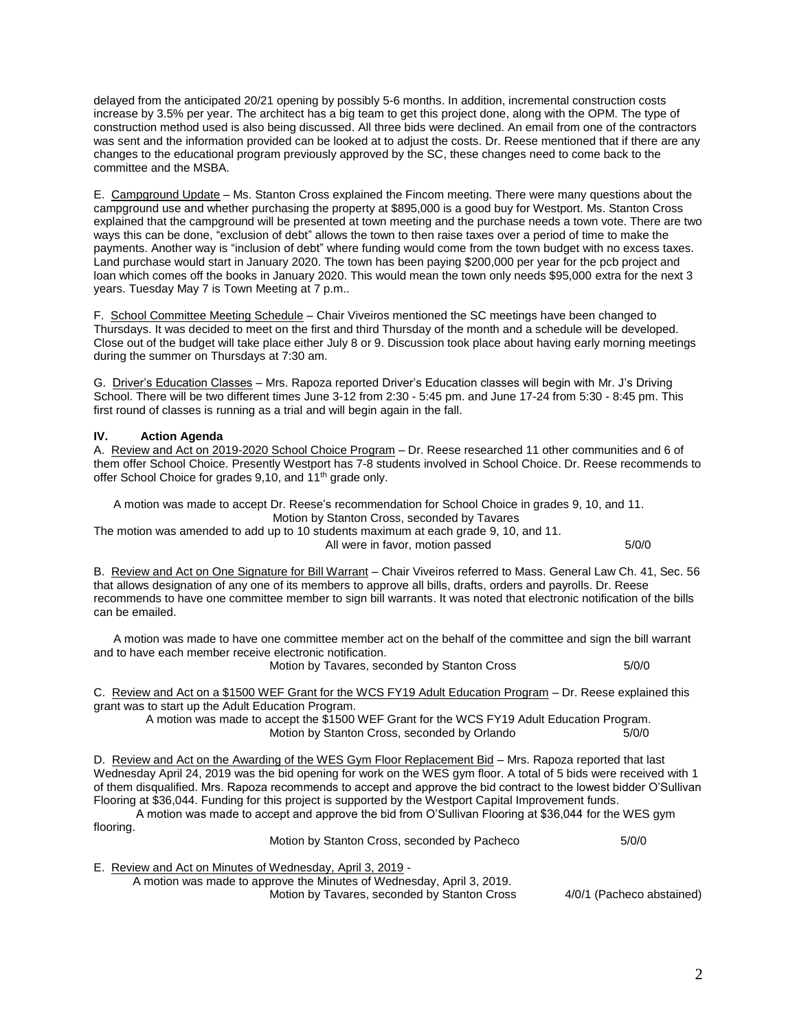delayed from the anticipated 20/21 opening by possibly 5-6 months. In addition, incremental construction costs increase by 3.5% per year. The architect has a big team to get this project done, along with the OPM. The type of construction method used is also being discussed. All three bids were declined. An email from one of the contractors was sent and the information provided can be looked at to adjust the costs. Dr. Reese mentioned that if there are any changes to the educational program previously approved by the SC, these changes need to come back to the committee and the MSBA.

E. Campground Update – Ms. Stanton Cross explained the Fincom meeting. There were many questions about the campground use and whether purchasing the property at $895,000 is a good buy for Westport. Ms. Stanton Cross explained that the campground will be presented at town meeting and the purchase needs a town vote. There are two ways this can be done, "exclusion of debt" allows the town to then raise taxes over a period of time to make the payments. Another way is "inclusion of debt" where funding would come from the town budget with no excess taxes. Land purchase would start in January 2020. The town has been paying $200,000 per year for the pcb project and loan which comes off the books in January 2020. This would mean the town only needs $95,000 extra for the next 3 years. Tuesday May 7 is Town Meeting at 7 p.m..

F. School Committee Meeting Schedule – Chair Viveiros mentioned the SC meetings have been changed to Thursdays. It was decided to meet on the first and third Thursday of the month and a schedule will be developed. Close out of the budget will take place either July 8 or 9. Discussion took place about having early morning meetings during the summer on Thursdays at 7:30 am.

G. Driver's Education Classes – Mrs. Rapoza reported Driver's Education classes will begin with Mr. J's Driving School. There will be two different times June 3-12 from 2:30 - 5:45 pm. and June 17-24 from 5:30 - 8:45 pm. This first round of classes is running as a trial and will begin again in the fall.

## IV. Action Agenda

A. Review and Act on 2019-2020 School Choice Program – Dr. Reese researched 11 other communities and 6 of them offer School Choice. Presently Westport has 7-8 students involved in School Choice. Dr. Reese recommends to offer School Choice for grades 9,10, and 11th grade only.

A motion was made to accept Dr. Reese's recommendation for School Choice in grades 9, 10, and 11.
Motion by Stanton Cross, seconded by Tavares
The motion was amended to add up to 10 students maximum at each grade 9, 10, and 11.
All were in favor, motion passed 5/0/0

B. Review and Act on One Signature for Bill Warrant – Chair Viveiros referred to Mass. General Law Ch. 41, Sec. 56 that allows designation of any one of its members to approve all bills, drafts, orders and payrolls. Dr. Reese recommends to have one committee member to sign bill warrants. It was noted that electronic notification of the bills can be emailed.

A motion was made to have one committee member act on the behalf of the committee and sign the bill warrant and to have each member receive electronic notification.
Motion by Tavares, seconded by Stanton Cross 5/0/0

C. Review and Act on a $1500 WEF Grant for the WCS FY19 Adult Education Program – Dr. Reese explained this grant was to start up the Adult Education Program.
A motion was made to accept the $1500 WEF Grant for the WCS FY19 Adult Education Program.
Motion by Stanton Cross, seconded by Orlando 5/0/0

D. Review and Act on the Awarding of the WES Gym Floor Replacement Bid – Mrs. Rapoza reported that last Wednesday April 24, 2019 was the bid opening for work on the WES gym floor. A total of 5 bids were received with 1 of them disqualified. Mrs. Rapoza recommends to accept and approve the bid contract to the lowest bidder O'Sullivan Flooring at $36,044. Funding for this project is supported by the Westport Capital Improvement funds.
A motion was made to accept and approve the bid from O'Sullivan Flooring at $36,044 for the WES gym flooring.
Motion by Stanton Cross, seconded by Pacheco 5/0/0

E. Review and Act on Minutes of Wednesday, April 3, 2019 -
A motion was made to approve the Minutes of Wednesday, April 3, 2019.
Motion by Tavares, seconded by Stanton Cross 4/0/1 (Pacheco abstained)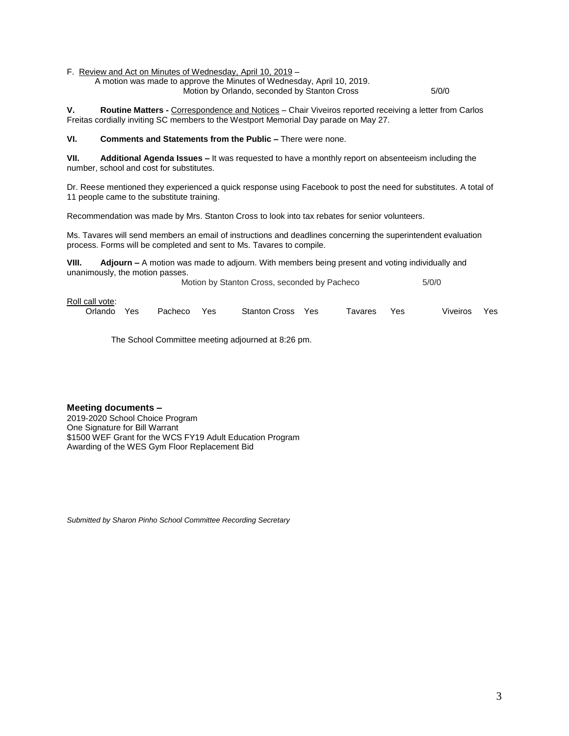F. Review and Act on Minutes of Wednesday, April 10, 2019 –

A motion was made to approve the Minutes of Wednesday, April 10, 2019.

Motion by Orlando, seconded by Stanton Cross 5/0/0

**V. Routine Matters -** Correspondence and Notices – Chair Viveiros reported receiving a letter from Carlos Freitas cordially inviting SC members to the Westport Memorial Day parade on May 27.

**VI. Comments and Statements from the Public –** There were none.

**VII. Additional Agenda Issues –** It was requested to have a monthly report on absenteeism including the number, school and cost for substitutes.

Dr. Reese mentioned they experienced a quick response using Facebook to post the need for substitutes. A total of 11 people came to the substitute training.

Recommendation was made by Mrs. Stanton Cross to look into tax rebates for senior volunteers.

Ms. Tavares will send members an email of instructions and deadlines concerning the superintendent evaluation process. Forms will be completed and sent to Ms. Tavares to compile.

**VIII. Adjourn –** A motion was made to adjourn. With members being present and voting individually and unanimously, the motion passes.

Motion by Stanton Cross, seconded by Pacheco 5/0/0

Roll call vote:

| | | | | | | | | | |
|---|---|---|---|---|---|---|---|---|---|
| Orlando | Yes | Pacheco | Yes | Stanton Cross | Yes | Tavares | Yes | Viveiros | Yes |

The School Committee meeting adjourned at 8:26 pm.

**Meeting documents –**

2019-2020 School Choice Program
One Signature for Bill Warrant
$1500 WEF Grant for the WCS FY19 Adult Education Program
Awarding of the WES Gym Floor Replacement Bid

*Submitted by Sharon Pinho School Committee Recording Secretary*